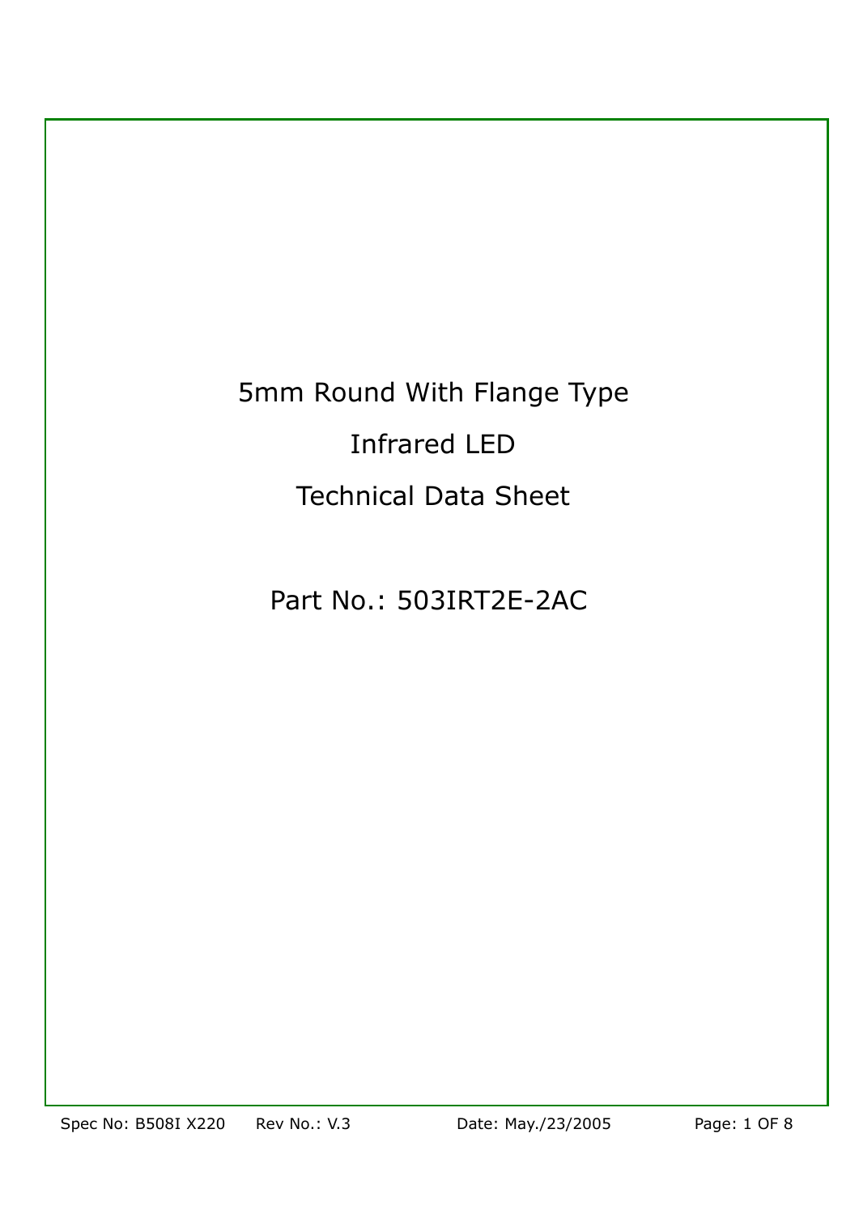# 5mm Round With Flange Type

# Infrared LED

# Technical Data Sheet

## Part No.: 503IRT2E-2AC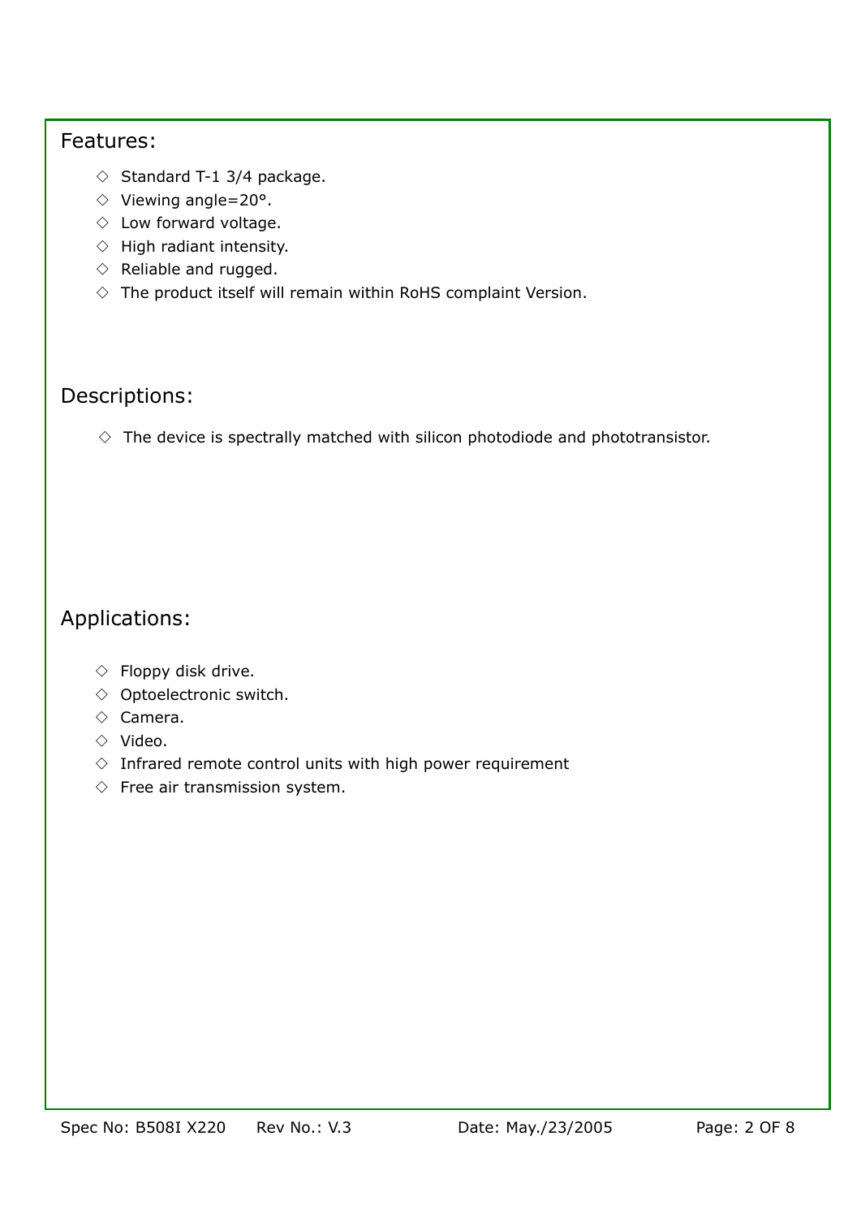## Features:

- ◇ Standard T-1 3/4 package.
- ◇ Viewing angle=20°.
- ◇ Low forward voltage.
- ◇ High radiant intensity.
- ◇ Reliable and rugged.
- ◇ The product itself will remain within RoHS complaint Version.

## Descriptions:

- ◇ The device is spectrally matched with silicon photodiode and phototransistor.

## Applications:

- ◇ Floppy disk drive.
- ◇ Optoelectronic switch.
- ◇ Camera.
- ◇ Video.
- ◇ Infrared remote control units with high power requirement
- ◇ Free air transmission system.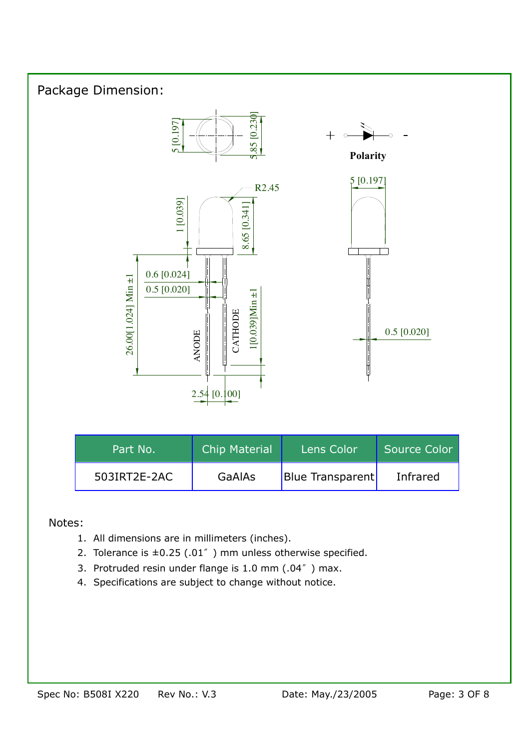## Package Dimension:

| Part No. | Chip Material | Lens Color | Source Color |
|---|---|---|---|
| 503IRT2E-2AC | GaAlAs | Blue Transparent | Infrared |

Notes:

1. All dimensions are in millimeters (inches).
2. Tolerance is ±0.25 (.01″ ) mm unless otherwise specified.
3. Protruded resin under flange is 1.0 mm (.04″ ) max.
4. Specifications are subject to change without notice.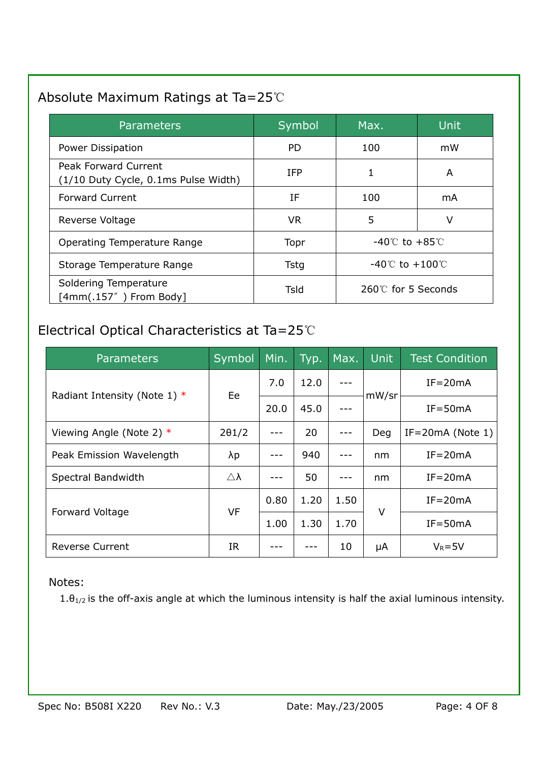## Absolute Maximum Ratings at Ta=25℃

| Parameters | Symbol | Max. | Unit |
|---|---|---|---|
| Power Dissipation | PD | 100 | mW |
| Peak Forward Current (1/10 Duty Cycle, 0.1ms Pulse Width) | IFP | 1 | A |
| Forward Current | IF | 100 | mA |
| Reverse Voltage | VR | 5 | V |
| Operating Temperature Range | Topr | -40℃ to +85℃ | |
| Storage Temperature Range | Tstg | -40℃ to +100℃ | |
| Soldering Temperature [4mm(.157″ ) From Body] | Tsld | 260℃ for 5 Seconds | |

## Electrical Optical Characteristics at Ta=25℃

| Parameters | Symbol | Min. | Typ. | Max. | Unit | Test Condition |
|---|---|---|---|---|---|---|
| Radiant Intensity (Note 1) * | Ee | 7.0 | 12.0 | --- | mW/sr | IF=20mA |
| | | 20.0 | 45.0 | --- | | IF=50mA |
| Viewing Angle (Note 2) * | 2θ1/2 | --- | 20 | --- | Deg | IF=20mA (Note 1) |
| Peak Emission Wavelength | λp | --- | 940 | --- | nm | IF=20mA |
| Spectral Bandwidth | △λ | --- | 50 | --- | nm | IF=20mA |
| Forward Voltage | VF | 0.80 | 1.20 | 1.50 | V | IF=20mA |
| | | 1.00 | 1.30 | 1.70 | | IF=50mA |
| Reverse Current | IR | --- | --- | 10 | μA | $V_R$=5V |

Notes:

1.$\theta_{1/2}$ is the off-axis angle at which the luminous intensity is half the axial luminous intensity.

Spec No: B508I X220 Rev No.: V.3 Date: May./23/2005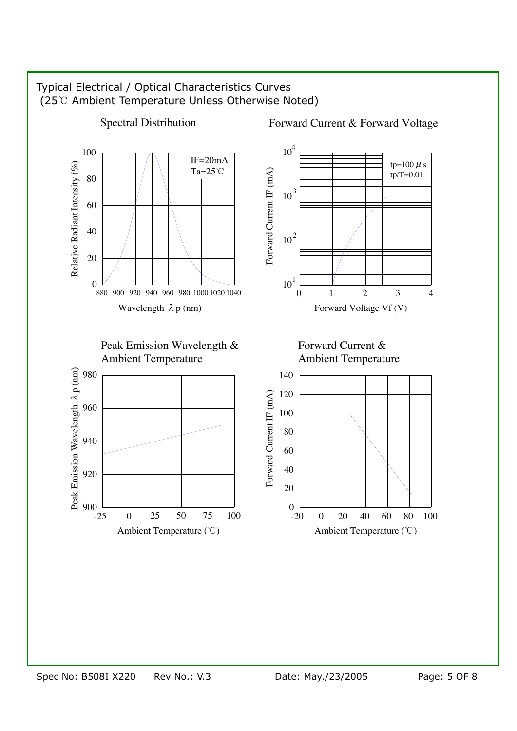Typical Electrical / Optical Characteristics Curves
(25℃ Ambient Temperature Unless Otherwise Noted)

Spectral Distribution

IF=20mA
Ta=25℃

Relative Radiant Intensity (%)

Wavelength λp (nm)

Forward Current & Forward Voltage

tp=100 μs
tp/T=0.01

Forward Current IF (mA)

Forward Voltage Vf (V)

Peak Emission Wavelength & Ambient Temperature

Peak Emission Wavelength λp (nm)

Ambient Temperature (℃)

Forward Current & Ambient Temperature

Forward Current IF (mA)

Ambient Temperature (℃)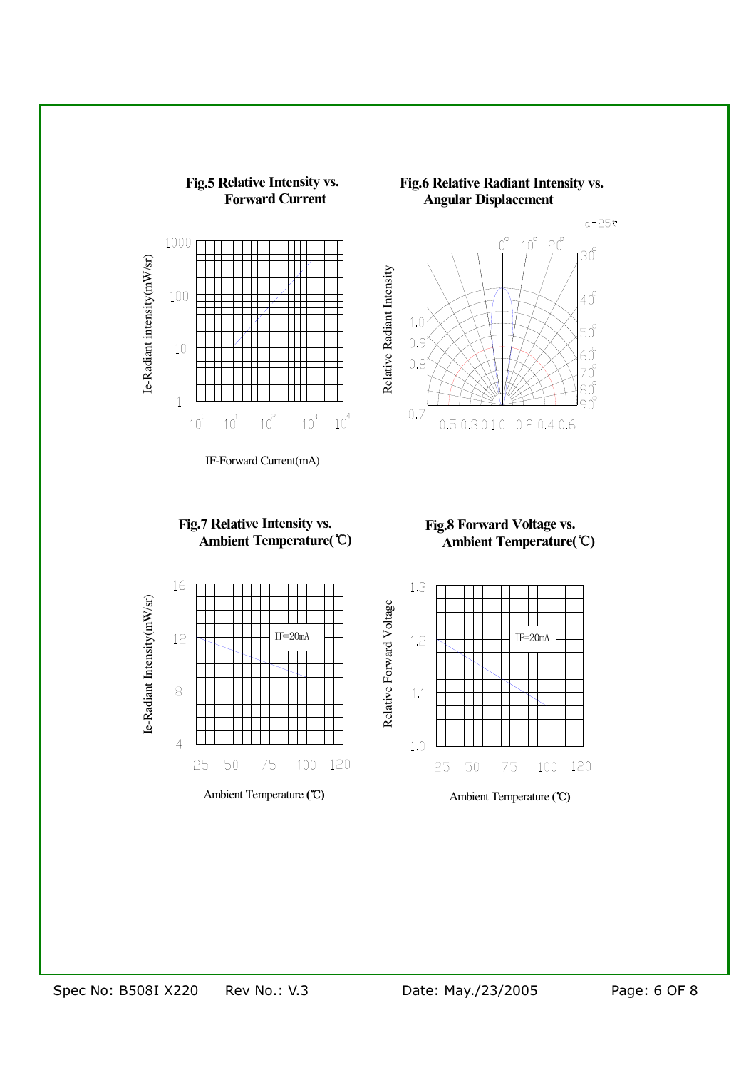**Fig.5 Relative Intensity vs. Forward Current**

Ie-Radiant intensity(mW/sr)

1000
100
10
1

$10^0$ $10^1$ $10^2$ $10^3$ $10^4$

IF-Forward Current(mA)

**Fig.6 Relative Radiant Intensity vs. Angular Displacement**

Ta=25℃

Relative Radiant Intensity

0° 10° 20° 30° 40° 50° 60° 70° 80° 90°

1.0
0.9
0.8
0.7

0.5 0.3 0.1 0 0.2 0.4 0.6

**Fig.7 Relative Intensity vs. Ambient Temperature(℃)**

Ie-Radiant Intensity(mW/sr)

IF=20mA

16
12
8
4

25 50 75 100 120

Ambient Temperature (℃)

**Fig.8 Forward Voltage vs. Ambient Temperature(℃)**

Relative Forward Voltage

IF=20mA

1.3
1.2
1.1
1.0

25 50 75 100 120

Ambient Temperature (℃)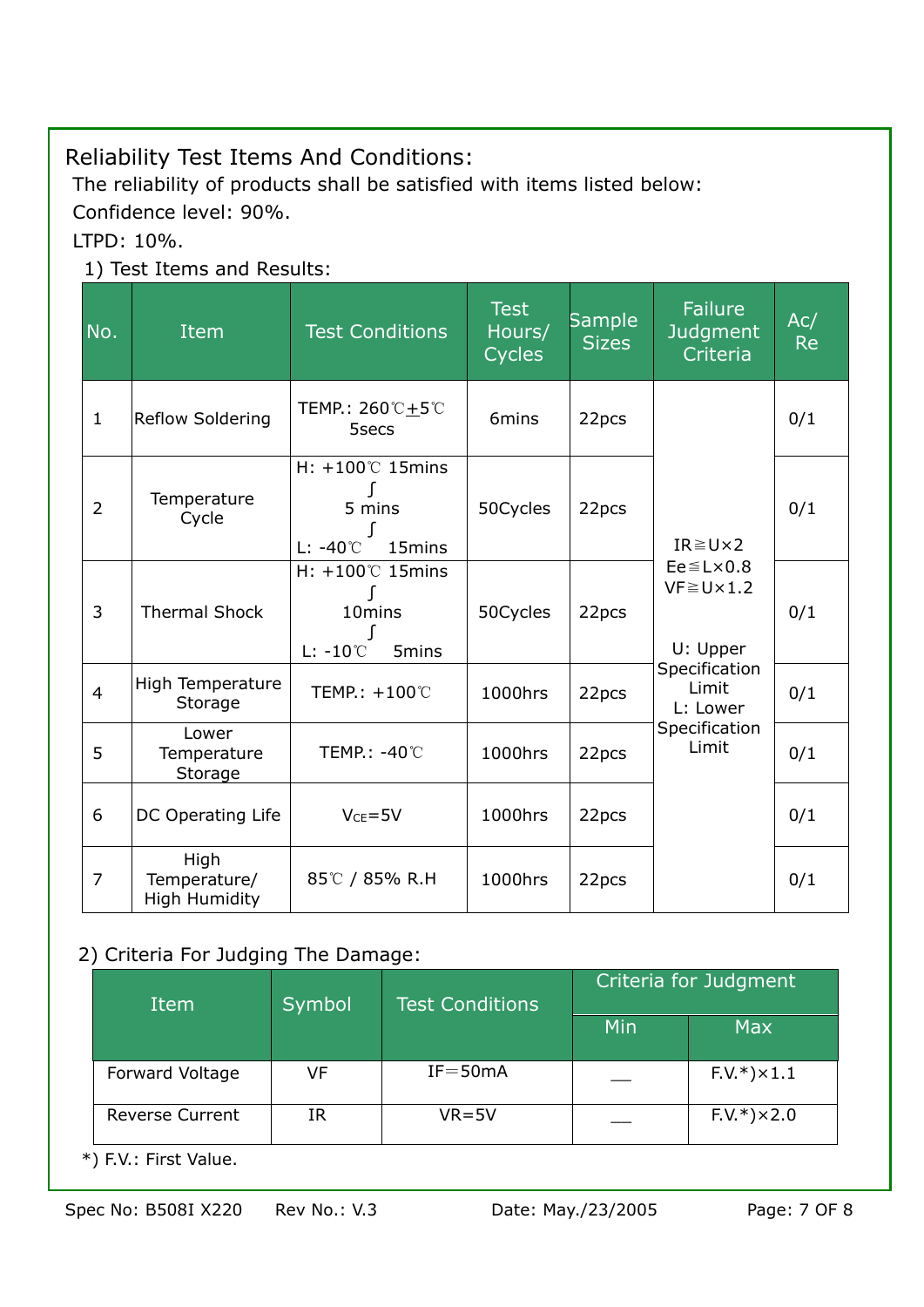## Reliability Test Items And Conditions:

The reliability of products shall be satisfied with items listed below:

Confidence level: 90%.

LTPD: 10%.

1) Test Items and Results:

| No. | Item | Test Conditions | Test Hours/ Cycles | Sample Sizes | Failure Judgment Criteria | Ac/ Re |
|---|---|---|---|---|---|---|
| 1 | Reflow Soldering | TEMP.: 260℃±5℃ 5secs | 6mins | 22pcs | IR≧U×2 Ee≦L×0.8 VF≧U×1.2 U: Upper Specification Limit L: Lower Specification Limit | 0/1 |
| 2 | Temperature Cycle | H: +100℃ 15mins ∫ 5 mins ∫ L: -40℃ 15mins | 50Cycles | 22pcs | | 0/1 |
| 3 | Thermal Shock | H: +100℃ 15mins ∫ 10mins ∫ L: -10℃ 5mins | 50Cycles | 22pcs | | 0/1 |
| 4 | High Temperature Storage | TEMP.: +100℃ | 1000hrs | 22pcs | | 0/1 |
| 5 | Lower Temperature Storage | TEMP.: -40℃ | 1000hrs | 22pcs | | 0/1 |
| 6 | DC Operating Life | $V_{CE}$=5V | 1000hrs | 22pcs | | 0/1 |
| 7 | High Temperature/ High Humidity | 85℃ / 85% R.H | 1000hrs | 22pcs | | 0/1 |

2) Criteria For Judging The Damage:

| Item | Symbol | Test Conditions | Criteria for Judgment | |
|---|---|---|---|---|
| | | | Min | Max |
| Forward Voltage | VF | IF=50mA | — | F.V.*)×1.1 |
| Reverse Current | IR | VR=5V | — | F.V.*)×2.0 |

*) F.V.: First Value.

Spec No: B508I X220  Rev No.: V.3  Date: May./23/2005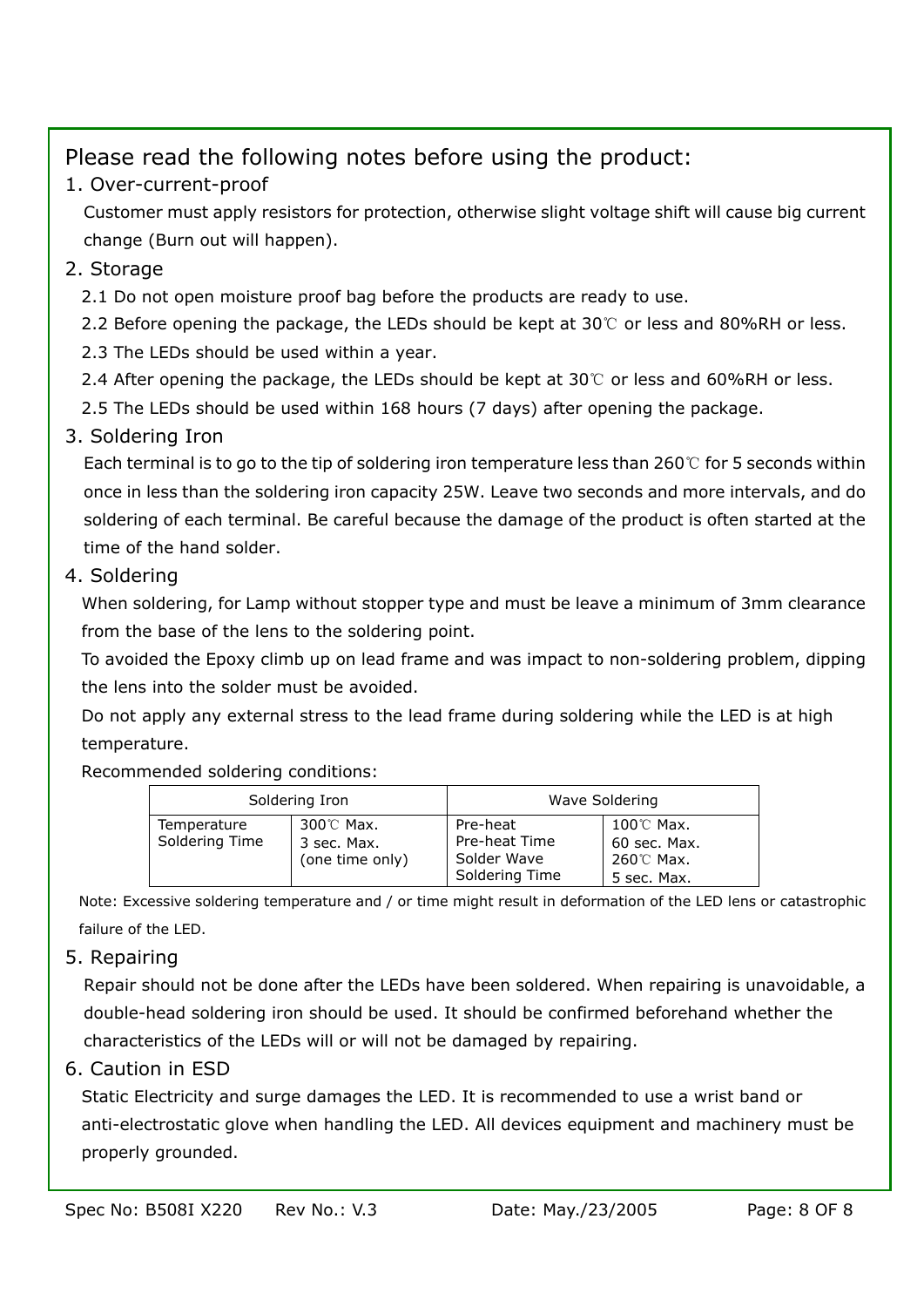## Please read the following notes before using the product:

### 1. Over-current-proof

Customer must apply resistors for protection, otherwise slight voltage shift will cause big current change (Burn out will happen).

### 2. Storage

2.1 Do not open moisture proof bag before the products are ready to use.

2.2 Before opening the package, the LEDs should be kept at 30℃ or less and 80%RH or less.

2.3 The LEDs should be used within a year.

2.4 After opening the package, the LEDs should be kept at 30℃ or less and 60%RH or less.

2.5 The LEDs should be used within 168 hours (7 days) after opening the package.

### 3. Soldering Iron

Each terminal is to go to the tip of soldering iron temperature less than 260℃ for 5 seconds within once in less than the soldering iron capacity 25W. Leave two seconds and more intervals, and do soldering of each terminal. Be careful because the damage of the product is often started at the time of the hand solder.

### 4. Soldering

When soldering, for Lamp without stopper type and must be leave a minimum of 3mm clearance from the base of the lens to the soldering point.

To avoided the Epoxy climb up on lead frame and was impact to non-soldering problem, dipping the lens into the solder must be avoided.

Do not apply any external stress to the lead frame during soldering while the LED is at high temperature.

Recommended soldering conditions:

| Soldering Iron | | Wave Soldering | |
|---|---|---|---|
| Temperature<br>Soldering Time | 300℃ Max.<br>3 sec. Max.<br>(one time only) | Pre-heat<br>Pre-heat Time<br>Solder Wave<br>Soldering Time | 100℃ Max.<br>60 sec. Max.<br>260℃ Max.<br>5 sec. Max. |

Note: Excessive soldering temperature and / or time might result in deformation of the LED lens or catastrophic failure of the LED.

### 5. Repairing

Repair should not be done after the LEDs have been soldered. When repairing is unavoidable, a double-head soldering iron should be used. It should be confirmed beforehand whether the characteristics of the LEDs will or will not be damaged by repairing.

### 6. Caution in ESD

Static Electricity and surge damages the LED. It is recommended to use a wrist band or anti-electrostatic glove when handling the LED. All devices equipment and machinery must be properly grounded.

Spec No: B508I X220 Rev No.: V.3 Date: May./23/2005